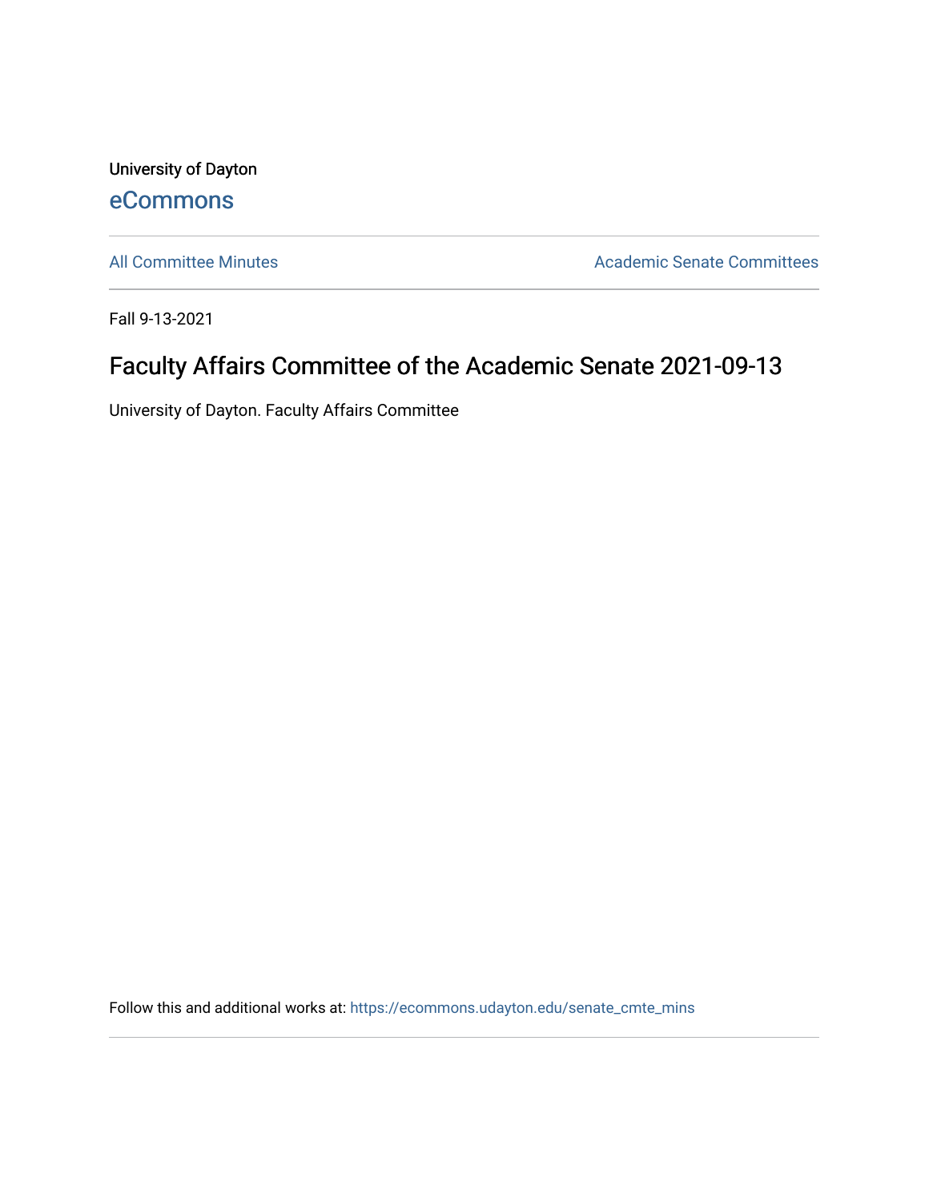University of Dayton

eCommons

All Committee Minutes

Academic Senate Committees

Fall 9-13-2021

# Faculty Affairs Committee of the Academic Senate 2021-09-13

University of Dayton. Faculty Affairs Committee

Follow this and additional works at: https://ecommons.udayton.edu/senate_cmte_mins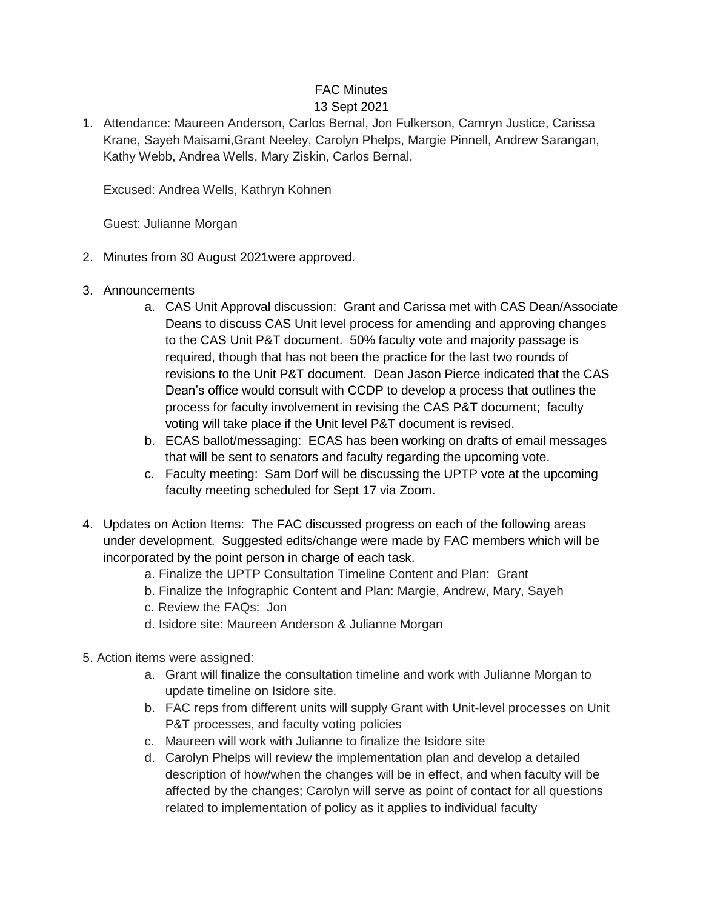FAC Minutes
13 Sept 2021

1. Attendance: Maureen Anderson, Carlos Bernal, Jon Fulkerson, Camryn Justice, Carissa Krane, Sayeh Maisami,Grant Neeley, Carolyn Phelps, Margie Pinnell, Andrew Sarangan, Kathy Webb, Andrea Wells, Mary Ziskin, Carlos Bernal,

   Excused: Andrea Wells, Kathryn Kohnen

   Guest: Julianne Morgan

2. Minutes from 30 August 2021were approved.

3. Announcements
   a. CAS Unit Approval discussion: Grant and Carissa met with CAS Dean/Associate Deans to discuss CAS Unit level process for amending and approving changes to the CAS Unit P&T document. 50% faculty vote and majority passage is required, though that has not been the practice for the last two rounds of revisions to the Unit P&T document. Dean Jason Pierce indicated that the CAS Dean's office would consult with CCDP to develop a process that outlines the process for faculty involvement in revising the CAS P&T document; faculty voting will take place if the Unit level P&T document is revised.
   b. ECAS ballot/messaging: ECAS has been working on drafts of email messages that will be sent to senators and faculty regarding the upcoming vote.
   c. Faculty meeting: Sam Dorf will be discussing the UPTP vote at the upcoming faculty meeting scheduled for Sept 17 via Zoom.

4. Updates on Action Items: The FAC discussed progress on each of the following areas under development. Suggested edits/change were made by FAC members which will be incorporated by the point person in charge of each task.
   a. Finalize the UPTP Consultation Timeline Content and Plan: Grant
   b. Finalize the Infographic Content and Plan: Margie, Andrew, Mary, Sayeh
   c. Review the FAQs: Jon
   d. Isidore site: Maureen Anderson & Julianne Morgan

5. Action items were assigned:
   a. Grant will finalize the consultation timeline and work with Julianne Morgan to update timeline on Isidore site.
   b. FAC reps from different units will supply Grant with Unit-level processes on Unit P&T processes, and faculty voting policies
   c. Maureen will work with Julianne to finalize the Isidore site
   d. Carolyn Phelps will review the implementation plan and develop a detailed description of how/when the changes will be in effect, and when faculty will be affected by the changes; Carolyn will serve as point of contact for all questions related to implementation of policy as it applies to individual faculty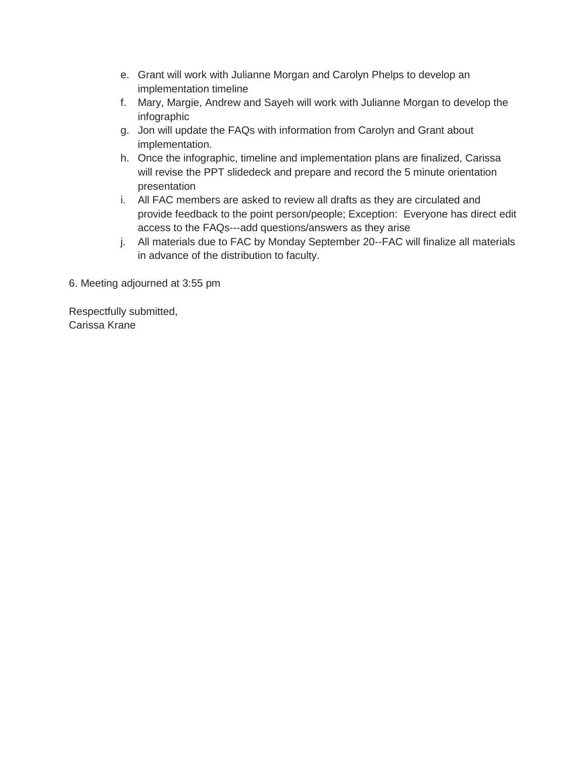e. Grant will work with Julianne Morgan and Carolyn Phelps to develop an implementation timeline
f. Mary, Margie, Andrew and Sayeh will work with Julianne Morgan to develop the infographic
g. Jon will update the FAQs with information from Carolyn and Grant about implementation.
h. Once the infographic, timeline and implementation plans are finalized, Carissa will revise the PPT slidedeck and prepare and record the 5 minute orientation presentation
i. All FAC members are asked to review all drafts as they are circulated and provide feedback to the point person/people; Exception: Everyone has direct edit access to the FAQs---add questions/answers as they arise
j. All materials due to FAC by Monday September 20--FAC will finalize all materials in advance of the distribution to faculty.

6. Meeting adjourned at 3:55 pm

Respectfully submitted,
Carissa Krane